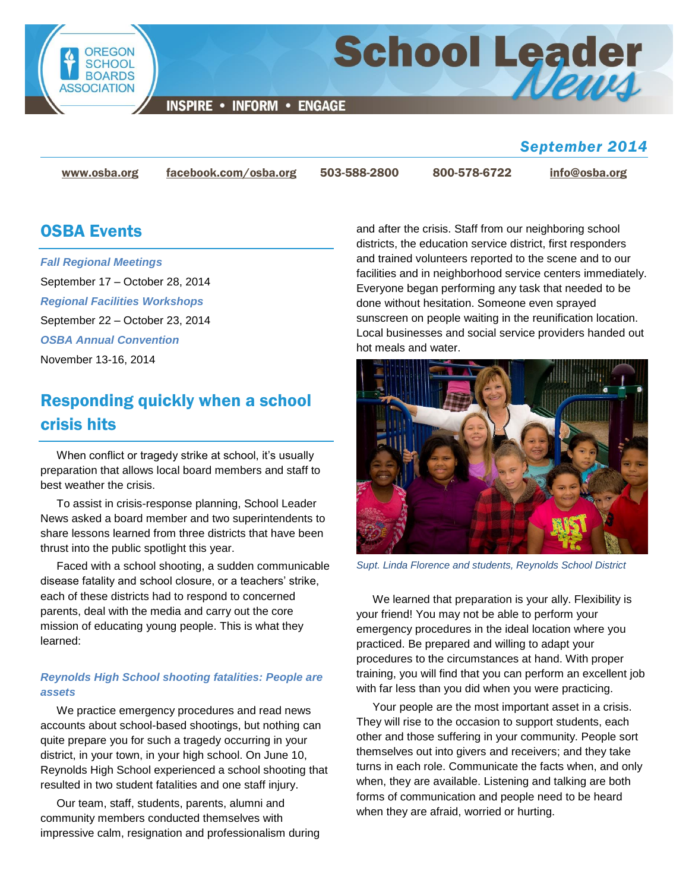# School Leader News

INSPIRE • INFORM • ENGAGE

OREGON SCHOOL BOARDS ASSOCIATION

*September 2014*

www.osba.org | facebook.com/osba.org | 503-588-2800 | 800-578-6722 | info@osba.org

## OSBA Events

*Fall Regional Meetings*

September 17 – October 28, 2014

*Regional Facilities Workshops*

September 22 – October 23, 2014

*OSBA Annual Convention*

November 13-16, 2014

## Responding quickly when a school crisis hits

When conflict or tragedy strike at school, it's usually preparation that allows local board members and staff to best weather the crisis.

To assist in crisis-response planning, School Leader News asked a board member and two superintendents to share lessons learned from three districts that have been thrust into the public spotlight this year.

Faced with a school shooting, a sudden communicable disease fatality and school closure, or a teachers' strike, each of these districts had to respond to concerned parents, deal with the media and carry out the core mission of educating young people. This is what they learned:

### *Reynolds High School shooting fatalities: People are assets*

We practice emergency procedures and read news accounts about school-based shootings, but nothing can quite prepare you for such a tragedy occurring in your district, in your town, in your high school. On June 10, Reynolds High School experienced a school shooting that resulted in two student fatalities and one staff injury.

Our team, staff, students, parents, alumni and community members conducted themselves with impressive calm, resignation and professionalism during and after the crisis. Staff from our neighboring school districts, the education service district, first responders and trained volunteers reported to the scene and to our facilities and in neighborhood service centers immediately. Everyone began performing any task that needed to be done without hesitation. Someone even sprayed sunscreen on people waiting in the reunification location. Local businesses and social service providers handed out hot meals and water.

*Supt. Linda Florence and students, Reynolds School District*

We learned that preparation is your ally. Flexibility is your friend! You may not be able to perform your emergency procedures in the ideal location where you practiced. Be prepared and willing to adapt your procedures to the circumstances at hand. With proper training, you will find that you can perform an excellent job with far less than you did when you were practicing.

Your people are the most important asset in a crisis. They will rise to the occasion to support students, each other and those suffering in your community. People sort themselves out into givers and receivers; and they take turns in each role. Communicate the facts when, and only when, they are available. Listening and talking are both forms of communication and people need to be heard when they are afraid, worried or hurting.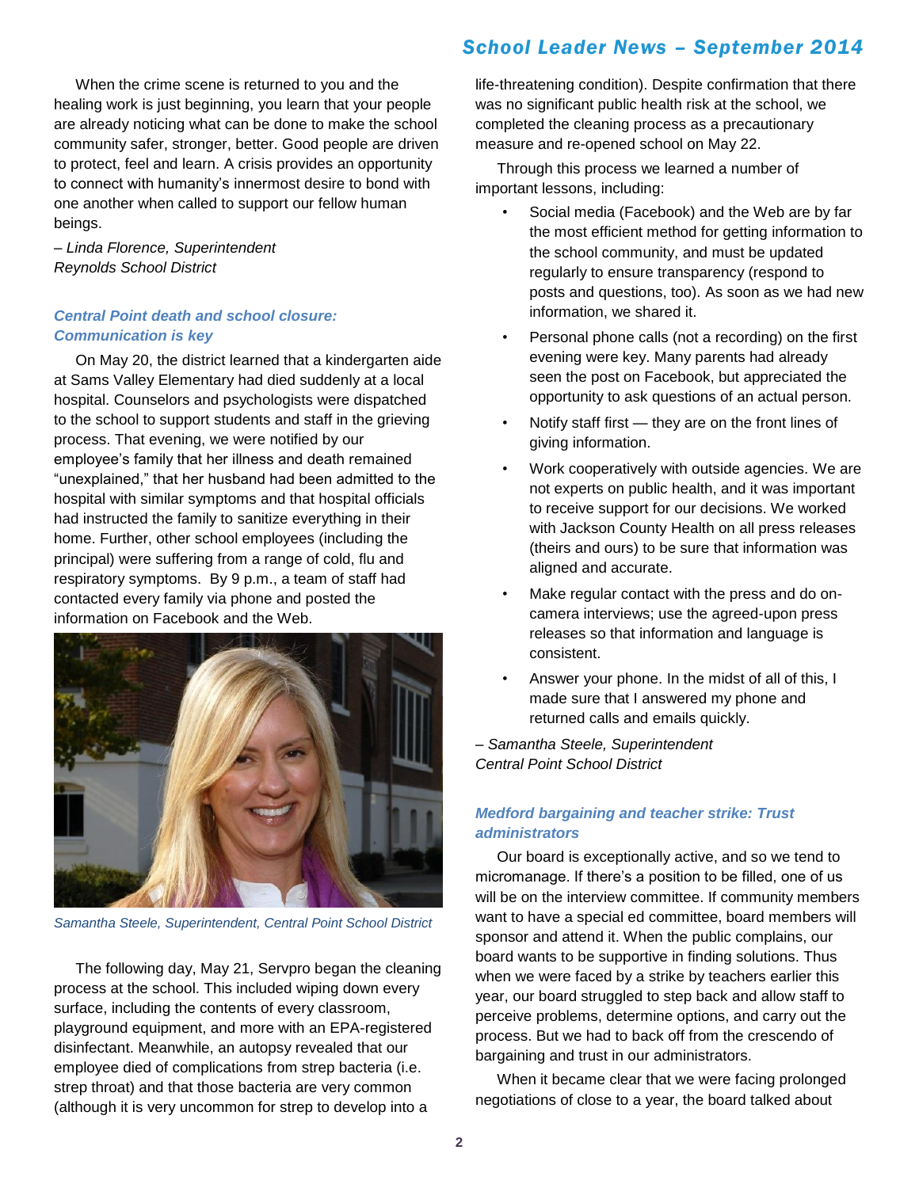When the crime scene is returned to you and the healing work is just beginning, you learn that your people are already noticing what can be done to make the school community safer, stronger, better. Good people are driven to protect, feel and learn. A crisis provides an opportunity to connect with humanity's innermost desire to bond with one another when called to support our fellow human beings.

*– Linda Florence, Superintendent*
*Reynolds School District*

### *Central Point death and school closure: Communication is key*

On May 20, the district learned that a kindergarten aide at Sams Valley Elementary had died suddenly at a local hospital. Counselors and psychologists were dispatched to the school to support students and staff in the grieving process. That evening, we were notified by our employee's family that her illness and death remained "unexplained," that her husband had been admitted to the hospital with similar symptoms and that hospital officials had instructed the family to sanitize everything in their home. Further, other school employees (including the principal) were suffering from a range of cold, flu and respiratory symptoms. By 9 p.m., a team of staff had contacted every family via phone and posted the information on Facebook and the Web.

*Samantha Steele, Superintendent, Central Point School District*

The following day, May 21, Servpro began the cleaning process at the school. This included wiping down every surface, including the contents of every classroom, playground equipment, and more with an EPA-registered disinfectant. Meanwhile, an autopsy revealed that our employee died of complications from strep bacteria (i.e. strep throat) and that those bacteria are very common (although it is very uncommon for strep to develop into a life-threatening condition). Despite confirmation that there was no significant public health risk at the school, we completed the cleaning process as a precautionary measure and re-opened school on May 22.

Through this process we learned a number of important lessons, including:

- Social media (Facebook) and the Web are by far the most efficient method for getting information to the school community, and must be updated regularly to ensure transparency (respond to posts and questions, too). As soon as we had new information, we shared it.
- Personal phone calls (not a recording) on the first evening were key. Many parents had already seen the post on Facebook, but appreciated the opportunity to ask questions of an actual person.
- Notify staff first — they are on the front lines of giving information.
- Work cooperatively with outside agencies. We are not experts on public health, and it was important to receive support for our decisions. We worked with Jackson County Health on all press releases (theirs and ours) to be sure that information was aligned and accurate.
- Make regular contact with the press and do on-camera interviews; use the agreed-upon press releases so that information and language is consistent.
- Answer your phone. In the midst of all of this, I made sure that I answered my phone and returned calls and emails quickly.

*– Samantha Steele, Superintendent*
*Central Point School District*

### *Medford bargaining and teacher strike: Trust administrators*

Our board is exceptionally active, and so we tend to micromanage. If there's a position to be filled, one of us will be on the interview committee. If community members want to have a special ed committee, board members will sponsor and attend it. When the public complains, our board wants to be supportive in finding solutions. Thus when we were faced by a strike by teachers earlier this year, our board struggled to step back and allow staff to perceive problems, determine options, and carry out the process. But we had to back off from the crescendo of bargaining and trust in our administrators.

When it became clear that we were facing prolonged negotiations of close to a year, the board talked about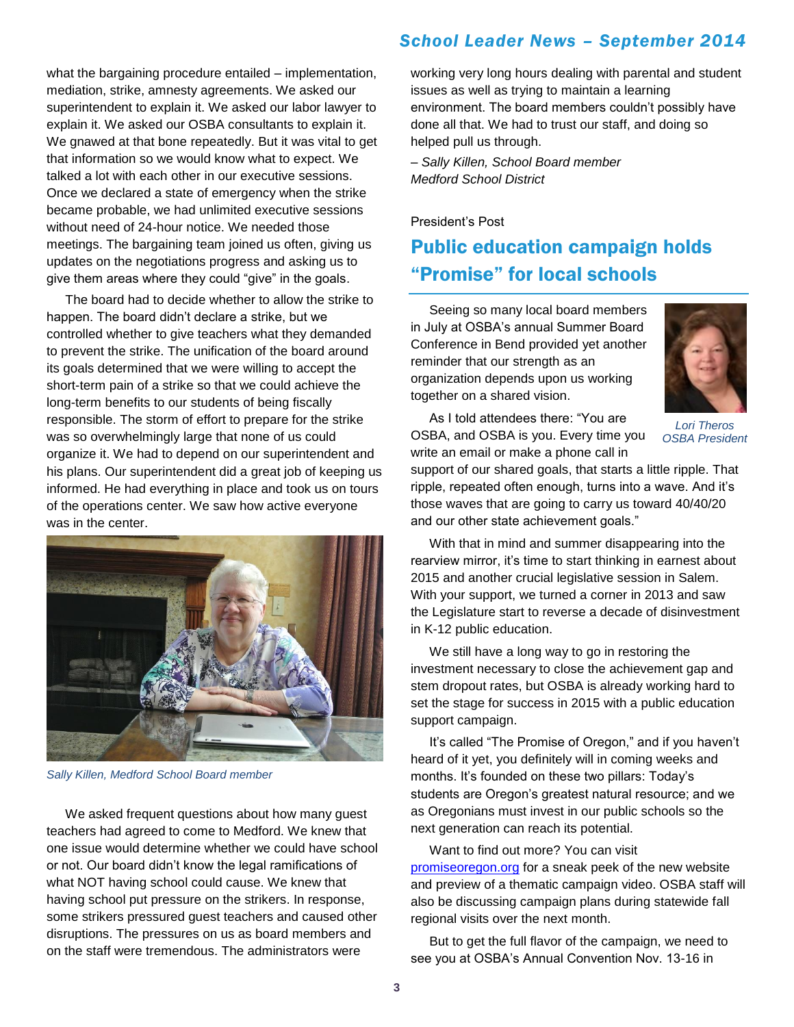what the bargaining procedure entailed – implementation, mediation, strike, amnesty agreements. We asked our superintendent to explain it. We asked our labor lawyer to explain it. We asked our OSBA consultants to explain it. We gnawed at that bone repeatedly. But it was vital to get that information so we would know what to expect. We talked a lot with each other in our executive sessions. Once we declared a state of emergency when the strike became probable, we had unlimited executive sessions without need of 24-hour notice. We needed those meetings. The bargaining team joined us often, giving us updates on the negotiations progress and asking us to give them areas where they could "give" in the goals.

The board had to decide whether to allow the strike to happen. The board didn't declare a strike, but we controlled whether to give teachers what they demanded to prevent the strike. The unification of the board around its goals determined that we were willing to accept the short-term pain of a strike so that we could achieve the long-term benefits to our students of being fiscally responsible. The storm of effort to prepare for the strike was so overwhelmingly large that none of us could organize it. We had to depend on our superintendent and his plans. Our superintendent did a great job of keeping us informed. He had everything in place and took us on tours of the operations center. We saw how active everyone was in the center.

*Sally Killen, Medford School Board member*

We asked frequent questions about how many guest teachers had agreed to come to Medford. We knew that one issue would determine whether we could have school or not. Our board didn't know the legal ramifications of what NOT having school could cause. We knew that having school put pressure on the strikers. In response, some strikers pressured guest teachers and caused other disruptions. The pressures on us as board members and on the staff were tremendous. The administrators were working very long hours dealing with parental and student issues as well as trying to maintain a learning environment. The board members couldn't possibly have done all that. We had to trust our staff, and doing so helped pull us through.

*– Sally Killen, School Board member*
*Medford School District*

President's Post

## Public education campaign holds "Promise" for local schools

Seeing so many local board members in July at OSBA's annual Summer Board Conference in Bend provided yet another reminder that our strength as an organization depends upon us working together on a shared vision.

*Lori Theros*
*OSBA President*

As I told attendees there: "You are OSBA, and OSBA is you. Every time you write an email or make a phone call in support of our shared goals, that starts a little ripple. That ripple, repeated often enough, turns into a wave. And it's those waves that are going to carry us toward 40/40/20 and our other state achievement goals."

With that in mind and summer disappearing into the rearview mirror, it's time to start thinking in earnest about 2015 and another crucial legislative session in Salem. With your support, we turned a corner in 2013 and saw the Legislature start to reverse a decade of disinvestment in K-12 public education.

We still have a long way to go in restoring the investment necessary to close the achievement gap and stem dropout rates, but OSBA is already working hard to set the stage for success in 2015 with a public education support campaign.

It's called "The Promise of Oregon," and if you haven't heard of it yet, you definitely will in coming weeks and months. It's founded on these two pillars: Today's students are Oregon's greatest natural resource; and we as Oregonians must invest in our public schools so the next generation can reach its potential.

Want to find out more? You can visit [promiseoregon.org](promiseoregon.org) for a sneak peek of the new website and preview of a thematic campaign video. OSBA staff will also be discussing campaign plans during statewide fall regional visits over the next month.

But to get the full flavor of the campaign, we need to see you at OSBA's Annual Convention Nov. 13-16 in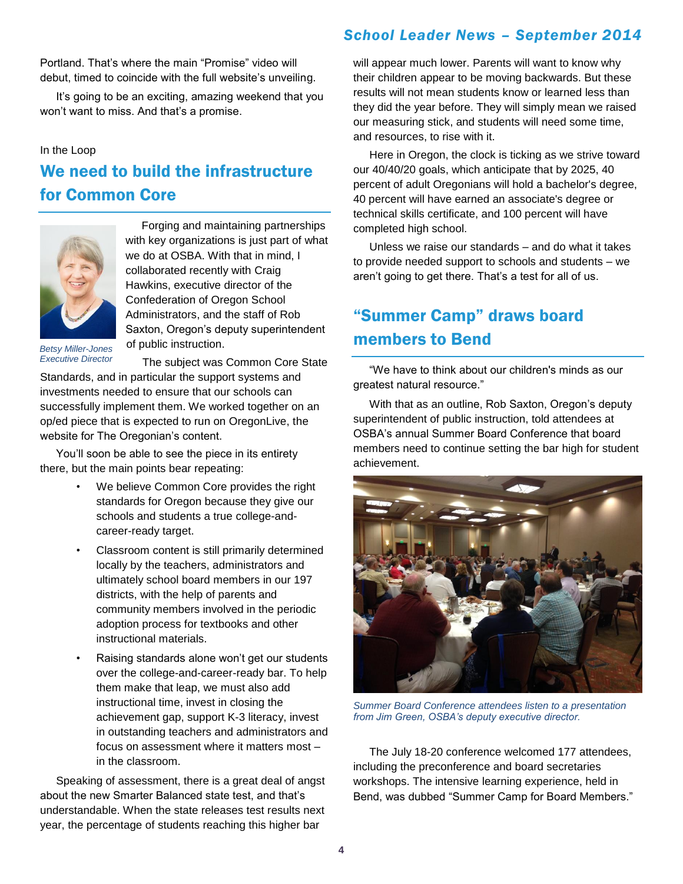Portland. That's where the main "Promise" video will debut, timed to coincide with the full website's unveiling.

It's going to be an exciting, amazing weekend that you won't want to miss. And that's a promise.

In the Loop

## We need to build the infrastructure for Common Core

*Betsy Miller-Jones*
*Executive Director*

Forging and maintaining partnerships with key organizations is just part of what we do at OSBA. With that in mind, I collaborated recently with Craig Hawkins, executive director of the Confederation of Oregon School Administrators, and the staff of Rob Saxton, Oregon's deputy superintendent of public instruction.

The subject was Common Core State Standards, and in particular the support systems and investments needed to ensure that our schools can successfully implement them. We worked together on an op/ed piece that is expected to run on OregonLive, the website for The Oregonian's content.

You'll soon be able to see the piece in its entirety there, but the main points bear repeating:

- We believe Common Core provides the right standards for Oregon because they give our schools and students a true college-and-career-ready target.
- Classroom content is still primarily determined locally by the teachers, administrators and ultimately school board members in our 197 districts, with the help of parents and community members involved in the periodic adoption process for textbooks and other instructional materials.
- Raising standards alone won't get our students over the college-and-career-ready bar. To help them make that leap, we must also add instructional time, invest in closing the achievement gap, support K-3 literacy, invest in outstanding teachers and administrators and focus on assessment where it matters most – in the classroom.

Speaking of assessment, there is a great deal of angst about the new Smarter Balanced state test, and that's understandable. When the state releases test results next year, the percentage of students reaching this higher bar will appear much lower. Parents will want to know why their children appear to be moving backwards. But these results will not mean students know or learned less than they did the year before. They will simply mean we raised our measuring stick, and students will need some time, and resources, to rise with it.

Here in Oregon, the clock is ticking as we strive toward our 40/40/20 goals, which anticipate that by 2025, 40 percent of adult Oregonians will hold a bachelor's degree, 40 percent will have earned an associate's degree or technical skills certificate, and 100 percent will have completed high school.

Unless we raise our standards – and do what it takes to provide needed support to schools and students – we aren't going to get there. That's a test for all of us.

## "Summer Camp" draws board members to Bend

"We have to think about our children's minds as our greatest natural resource."

With that as an outline, Rob Saxton, Oregon's deputy superintendent of public instruction, told attendees at OSBA's annual Summer Board Conference that board members need to continue setting the bar high for student achievement.

*Summer Board Conference attendees listen to a presentation from Jim Green, OSBA's deputy executive director.*

The July 18-20 conference welcomed 177 attendees, including the preconference and board secretaries workshops. The intensive learning experience, held in Bend, was dubbed "Summer Camp for Board Members."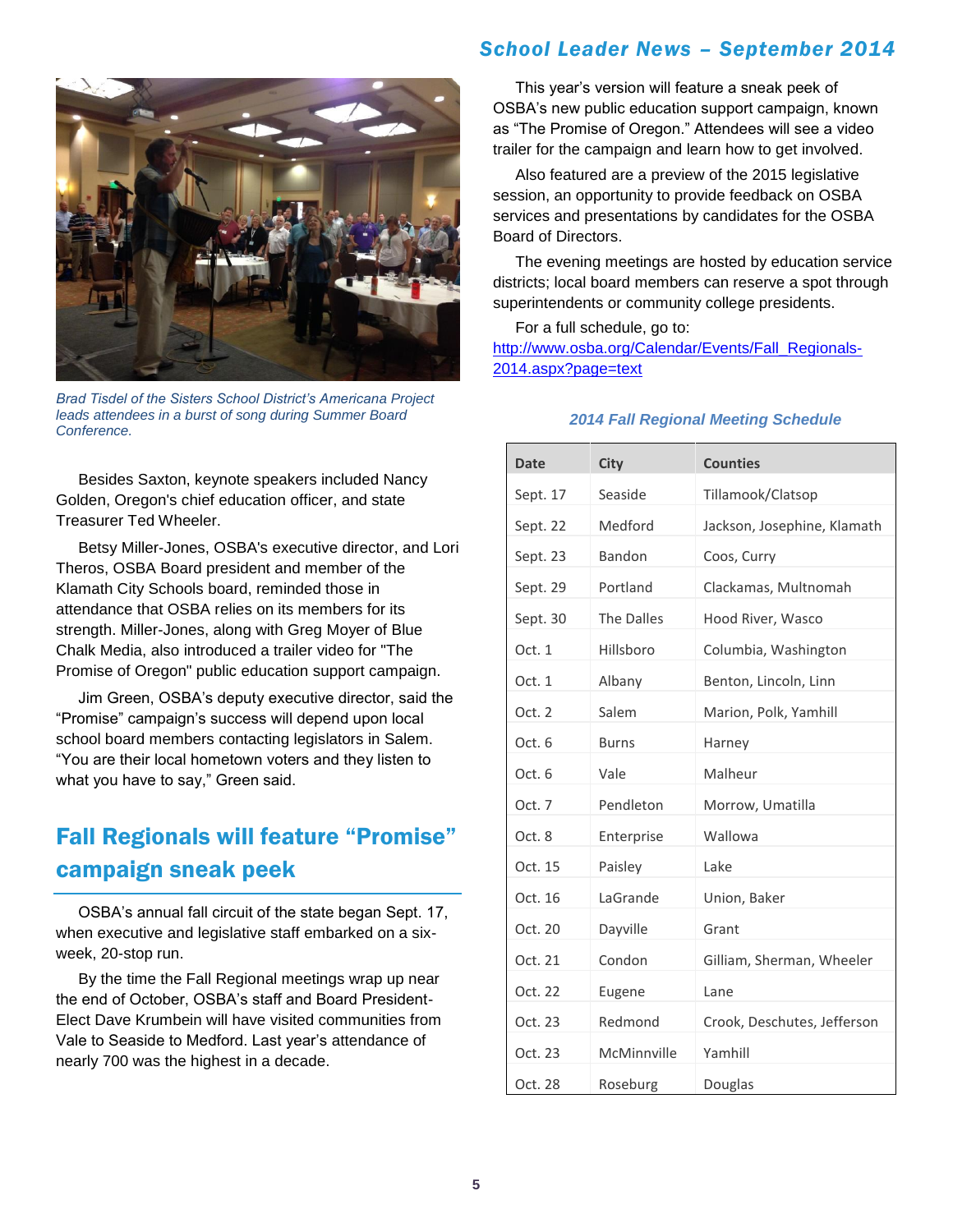Brad Tisdel of the Sisters School District's Americana Project leads attendees in a burst of song during Summer Board Conference.

Besides Saxton, keynote speakers included Nancy Golden, Oregon's chief education officer, and state Treasurer Ted Wheeler.

Betsy Miller-Jones, OSBA's executive director, and Lori Theros, OSBA Board president and member of the Klamath City Schools board, reminded those in attendance that OSBA relies on its members for its strength. Miller-Jones, along with Greg Moyer of Blue Chalk Media, also introduced a trailer video for "The Promise of Oregon" public education support campaign.

Jim Green, OSBA's deputy executive director, said the "Promise" campaign's success will depend upon local school board members contacting legislators in Salem. "You are their local hometown voters and they listen to what you have to say," Green said.

## Fall Regionals will feature "Promise" campaign sneak peek

OSBA's annual fall circuit of the state began Sept. 17, when executive and legislative staff embarked on a six-week, 20-stop run.

By the time the Fall Regional meetings wrap up near the end of October, OSBA's staff and Board President-Elect Dave Krumbein will have visited communities from Vale to Seaside to Medford. Last year's attendance of nearly 700 was the highest in a decade.

This year's version will feature a sneak peek of OSBA's new public education support campaign, known as "The Promise of Oregon." Attendees will see a video trailer for the campaign and learn how to get involved.

Also featured are a preview of the 2015 legislative session, an opportunity to provide feedback on OSBA services and presentations by candidates for the OSBA Board of Directors.

The evening meetings are hosted by education service districts; local board members can reserve a spot through superintendents or community college presidents.

For a full schedule, go to: http://www.osba.org/Calendar/Events/Fall_Regionals-2014.aspx?page=text

*2014 Fall Regional Meeting Schedule*

| Date | City | Counties |
|---|---|---|
| Sept. 17 | Seaside | Tillamook/Clatsop |
| Sept. 22 | Medford | Jackson, Josephine, Klamath |
| Sept. 23 | Bandon | Coos, Curry |
| Sept. 29 | Portland | Clackamas, Multnomah |
| Sept. 30 | The Dalles | Hood River, Wasco |
| Oct. 1 | Hillsboro | Columbia, Washington |
| Oct. 1 | Albany | Benton, Lincoln, Linn |
| Oct. 2 | Salem | Marion, Polk, Yamhill |
| Oct. 6 | Burns | Harney |
| Oct. 6 | Vale | Malheur |
| Oct. 7 | Pendleton | Morrow, Umatilla |
| Oct. 8 | Enterprise | Wallowa |
| Oct. 15 | Paisley | Lake |
| Oct. 16 | LaGrande | Union, Baker |
| Oct. 20 | Dayville | Grant |
| Oct. 21 | Condon | Gilliam, Sherman, Wheeler |
| Oct. 22 | Eugene | Lane |
| Oct. 23 | Redmond | Crook, Deschutes, Jefferson |
| Oct. 23 | McMinnville | Yamhill |
| Oct. 28 | Roseburg | Douglas |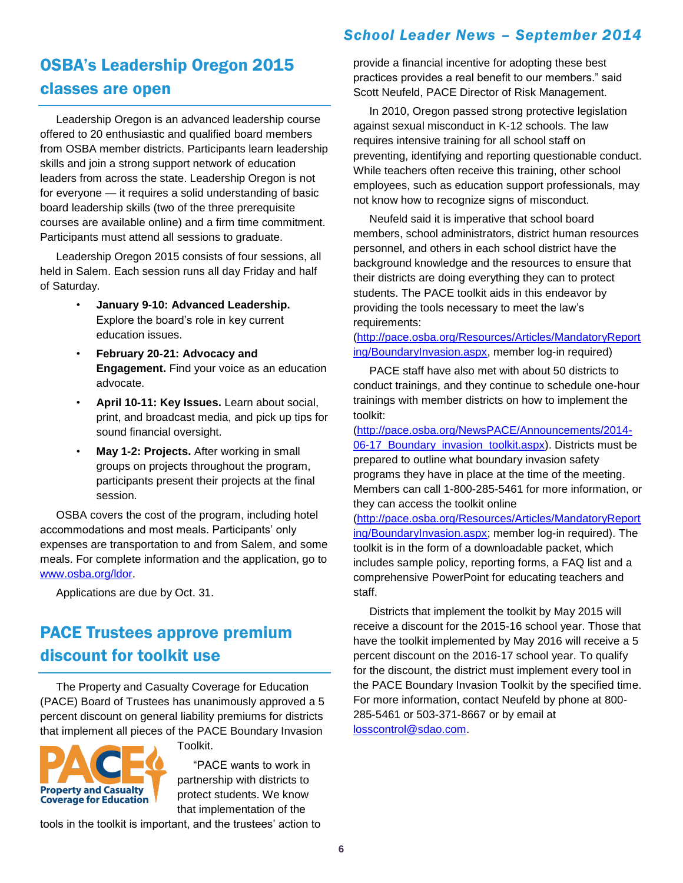## OSBA's Leadership Oregon 2015 classes are open

Leadership Oregon is an advanced leadership course offered to 20 enthusiastic and qualified board members from OSBA member districts. Participants learn leadership skills and join a strong support network of education leaders from across the state. Leadership Oregon is not for everyone — it requires a solid understanding of basic board leadership skills (two of the three prerequisite courses are available online) and a firm time commitment. Participants must attend all sessions to graduate.

Leadership Oregon 2015 consists of four sessions, all held in Salem. Each session runs all day Friday and half of Saturday.

- **January 9-10: Advanced Leadership.** Explore the board's role in key current education issues.
- **February 20-21: Advocacy and Engagement.** Find your voice as an education advocate.
- **April 10-11: Key Issues.** Learn about social, print, and broadcast media, and pick up tips for sound financial oversight.
- **May 1-2: Projects.** After working in small groups on projects throughout the program, participants present their projects at the final session.

OSBA covers the cost of the program, including hotel accommodations and most meals. Participants' only expenses are transportation to and from Salem, and some meals. For complete information and the application, go to www.osba.org/ldor.

Applications are due by Oct. 31.

## PACE Trustees approve premium discount for toolkit use

The Property and Casualty Coverage for Education (PACE) Board of Trustees has unanimously approved a 5 percent discount on general liability premiums for districts that implement all pieces of the PACE Boundary Invasion Toolkit.

"PACE wants to work in partnership with districts to protect students. We know that implementation of the tools in the toolkit is important, and the trustees' action to provide a financial incentive for adopting these best practices provides a real benefit to our members." said Scott Neufeld, PACE Director of Risk Management.

In 2010, Oregon passed strong protective legislation against sexual misconduct in K-12 schools. The law requires intensive training for all school staff on preventing, identifying and reporting questionable conduct. While teachers often receive this training, other school employees, such as education support professionals, may not know how to recognize signs of misconduct.

Neufeld said it is imperative that school board members, school administrators, district human resources personnel, and others in each school district have the background knowledge and the resources to ensure that their districts are doing everything they can to protect students. The PACE toolkit aids in this endeavor by providing the tools necessary to meet the law's requirements: (http://pace.osba.org/Resources/Articles/MandatoryReporting/BoundaryInvasion.aspx, member log-in required)

PACE staff have also met with about 50 districts to conduct trainings, and they continue to schedule one-hour trainings with member districts on how to implement the toolkit: (http://pace.osba.org/NewsPACE/Announcements/2014-06-17_Boundary_invasion_toolkit.aspx). Districts must be prepared to outline what boundary invasion safety programs they have in place at the time of the meeting. Members can call 1-800-285-5461 for more information, or they can access the toolkit online (http://pace.osba.org/Resources/Articles/MandatoryReporting/BoundaryInvasion.aspx; member log-in required). The toolkit is in the form of a downloadable packet, which includes sample policy, reporting forms, a FAQ list and a comprehensive PowerPoint for educating teachers and staff.

Districts that implement the toolkit by May 2015 will receive a discount for the 2015-16 school year. Those that have the toolkit implemented by May 2016 will receive a 5 percent discount on the 2016-17 school year. To qualify for the discount, the district must implement every tool in the PACE Boundary Invasion Toolkit by the specified time. For more information, contact Neufeld by phone at 800-285-5461 or 503-371-8667 or by email at losscontrol@sdao.com.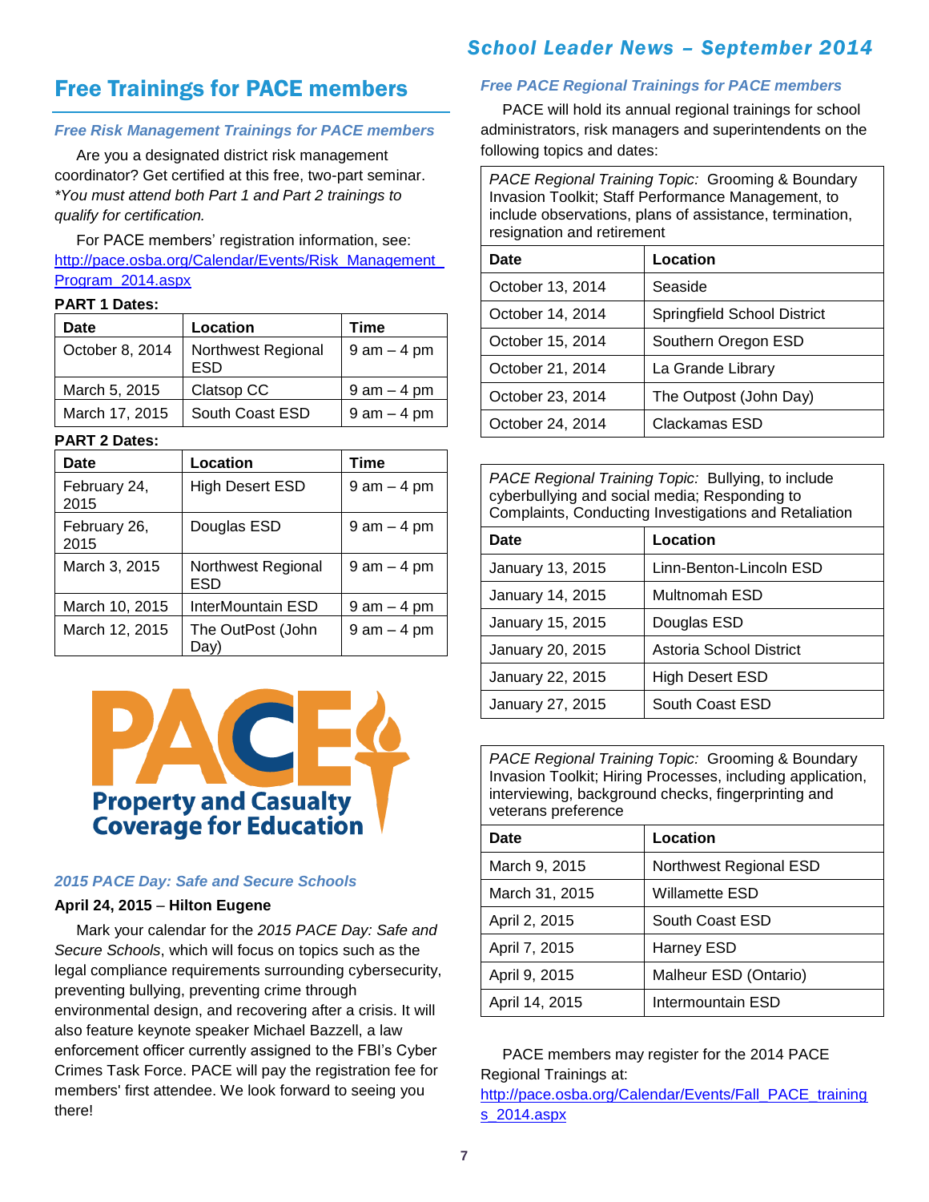# Free Trainings for PACE members

### *Free Risk Management Trainings for PACE members*

Are you a designated district risk management coordinator? Get certified at this free, two-part seminar. **You must attend both Part 1 and Part 2 trainings to qualify for certification.*

For PACE members' registration information, see: [http://pace.osba.org/Calendar/Events/Risk_Management_Program_2014.aspx](http://pace.osba.org/Calendar/Events/Risk_Management_Program_2014.aspx)

**PART 1 Dates:**

| Date | Location | Time |
|---|---|---|
| October 8, 2014 | Northwest Regional ESD | 9 am – 4 pm |
| March 5, 2015 | Clatsop CC | 9 am – 4 pm |
| March 17, 2015 | South Coast ESD | 9 am – 4 pm |

**PART 2 Dates:**

| Date | Location | Time |
|---|---|---|
| February 24, 2015 | High Desert ESD | 9 am – 4 pm |
| February 26, 2015 | Douglas ESD | 9 am – 4 pm |
| March 3, 2015 | Northwest Regional ESD | 9 am – 4 pm |
| March 10, 2015 | InterMountain ESD | 9 am – 4 pm |
| March 12, 2015 | The OutPost (John Day) | 9 am – 4 pm |

PACE
Property and Casualty Coverage for Education

### *2015 PACE Day: Safe and Secure Schools*

**April 24, 2015 – Hilton Eugene**

Mark your calendar for the *2015 PACE Day: Safe and Secure Schools*, which will focus on topics such as the legal compliance requirements surrounding cybersecurity, preventing bullying, preventing crime through environmental design, and recovering after a crisis. It will also feature keynote speaker Michael Bazzell, a law enforcement officer currently assigned to the FBI's Cyber Crimes Task Force. PACE will pay the registration fee for members' first attendee. We look forward to seeing you there!

### *Free PACE Regional Trainings for PACE members*

PACE will hold its annual regional trainings for school administrators, risk managers and superintendents on the following topics and dates:

| *PACE Regional Training Topic:* Grooming & Boundary Invasion Toolkit; Staff Performance Management, to include observations, plans of assistance, termination, resignation and retirement | |
|---|---|
| **Date** | **Location** |
| October 13, 2014 | Seaside |
| October 14, 2014 | Springfield School District |
| October 15, 2014 | Southern Oregon ESD |
| October 21, 2014 | La Grande Library |
| October 23, 2014 | The Outpost (John Day) |
| October 24, 2014 | Clackamas ESD |

| *PACE Regional Training Topic:* Bullying, to include cyberbullying and social media; Responding to Complaints, Conducting Investigations and Retaliation | |
|---|---|
| **Date** | **Location** |
| January 13, 2015 | Linn-Benton-Lincoln ESD |
| January 14, 2015 | Multnomah ESD |
| January 15, 2015 | Douglas ESD |
| January 20, 2015 | Astoria School District |
| January 22, 2015 | High Desert ESD |
| January 27, 2015 | South Coast ESD |

| *PACE Regional Training Topic:* Grooming & Boundary Invasion Toolkit; Hiring Processes, including application, interviewing, background checks, fingerprinting and veterans preference | |
|---|---|
| **Date** | **Location** |
| March 9, 2015 | Northwest Regional ESD |
| March 31, 2015 | Willamette ESD |
| April 2, 2015 | South Coast ESD |
| April 7, 2015 | Harney ESD |
| April 9, 2015 | Malheur ESD (Ontario) |
| April 14, 2015 | Intermountain ESD |

PACE members may register for the 2014 PACE Regional Trainings at: [http://pace.osba.org/Calendar/Events/Fall_PACE_trainings_2014.aspx](http://pace.osba.org/Calendar/Events/Fall_PACE_trainings_2014.aspx)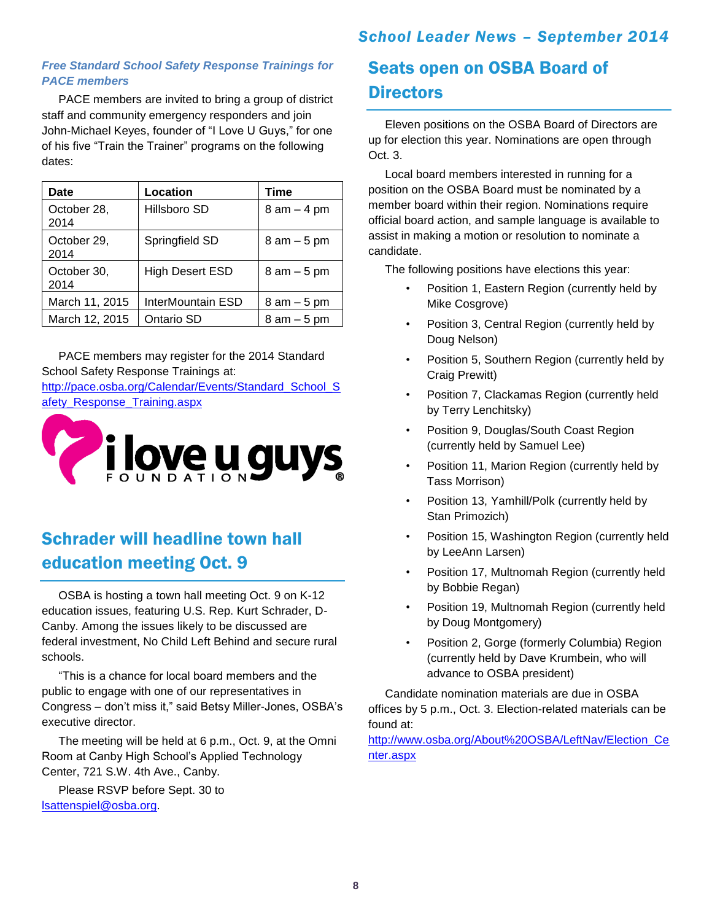### *Free Standard School Safety Response Trainings for PACE members*

PACE members are invited to bring a group of district staff and community emergency responders and join John-Michael Keyes, founder of "I Love U Guys," for one of his five "Train the Trainer" programs on the following dates:

| Date | Location | Time |
|---|---|---|
| October 28, 2014 | Hillsboro SD | 8 am – 4 pm |
| October 29, 2014 | Springfield SD | 8 am – 5 pm |
| October 30, 2014 | High Desert ESD | 8 am – 5 pm |
| March 11, 2015 | InterMountain ESD | 8 am – 5 pm |
| March 12, 2015 | Ontario SD | 8 am – 5 pm |

PACE members may register for the 2014 Standard School Safety Response Trainings at: http://pace.osba.org/Calendar/Events/Standard_School_Safety_Response_Training.aspx

i love u guys FOUNDATION®

## Schrader will headline town hall education meeting Oct. 9

OSBA is hosting a town hall meeting Oct. 9 on K-12 education issues, featuring U.S. Rep. Kurt Schrader, D-Canby. Among the issues likely to be discussed are federal investment, No Child Left Behind and secure rural schools.

"This is a chance for local board members and the public to engage with one of our representatives in Congress – don't miss it," said Betsy Miller-Jones, OSBA's executive director.

The meeting will be held at 6 p.m., Oct. 9, at the Omni Room at Canby High School's Applied Technology Center, 721 S.W. 4th Ave., Canby.

Please RSVP before Sept. 30 to lsattenspiel@osba.org.

## Seats open on OSBA Board of Directors

Eleven positions on the OSBA Board of Directors are up for election this year. Nominations are open through Oct. 3.

Local board members interested in running for a position on the OSBA Board must be nominated by a member board within their region. Nominations require official board action, and sample language is available to assist in making a motion or resolution to nominate a candidate.

The following positions have elections this year:

- Position 1, Eastern Region (currently held by Mike Cosgrove)
- Position 3, Central Region (currently held by Doug Nelson)
- Position 5, Southern Region (currently held by Craig Prewitt)
- Position 7, Clackamas Region (currently held by Terry Lenchitsky)
- Position 9, Douglas/South Coast Region (currently held by Samuel Lee)
- Position 11, Marion Region (currently held by Tass Morrison)
- Position 13, Yamhill/Polk (currently held by Stan Primozich)
- Position 15, Washington Region (currently held by LeeAnn Larsen)
- Position 17, Multnomah Region (currently held by Bobbie Regan)
- Position 19, Multnomah Region (currently held by Doug Montgomery)
- Position 2, Gorge (formerly Columbia) Region (currently held by Dave Krumbein, who will advance to OSBA president)

Candidate nomination materials are due in OSBA offices by 5 p.m., Oct. 3. Election-related materials can be found at: http://www.osba.org/About%20OSBA/LeftNav/Election_Center.aspx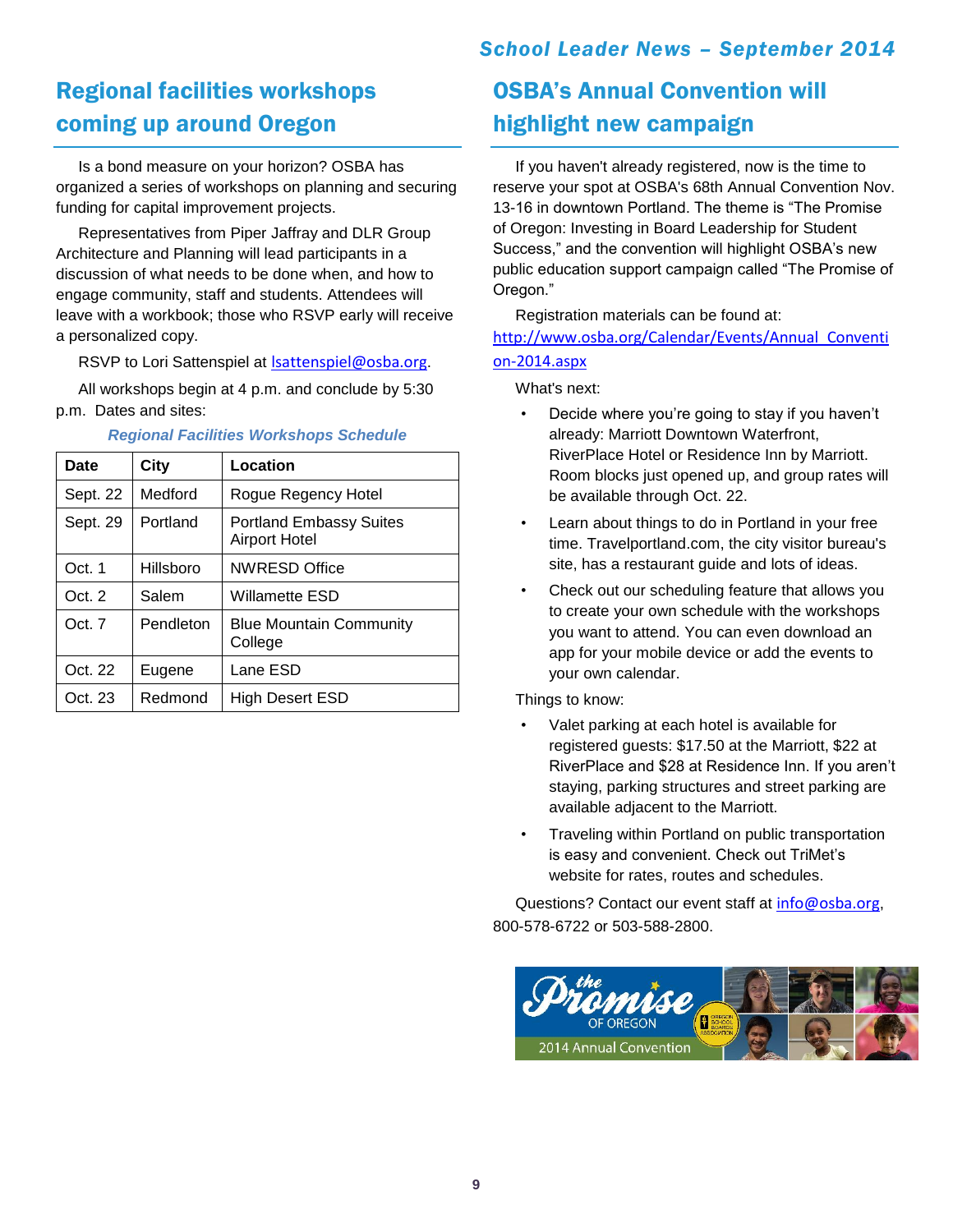## Regional facilities workshops coming up around Oregon

Is a bond measure on your horizon? OSBA has organized a series of workshops on planning and securing funding for capital improvement projects.

Representatives from Piper Jaffray and DLR Group Architecture and Planning will lead participants in a discussion of what needs to be done when, and how to engage community, staff and students. Attendees will leave with a workbook; those who RSVP early will receive a personalized copy.

RSVP to Lori Sattenspiel at lsattenspiel@osba.org.

All workshops begin at 4 p.m. and conclude by 5:30 p.m. Dates and sites:

***Regional Facilities Workshops Schedule***

| Date | City | Location |
|---|---|---|
| Sept. 22 | Medford | Rogue Regency Hotel |
| Sept. 29 | Portland | Portland Embassy Suites Airport Hotel |
| Oct. 1 | Hillsboro | NWRESD Office |
| Oct. 2 | Salem | Willamette ESD |
| Oct. 7 | Pendleton | Blue Mountain Community College |
| Oct. 22 | Eugene | Lane ESD |
| Oct. 23 | Redmond | High Desert ESD |

## OSBA's Annual Convention will highlight new campaign

If you haven't already registered, now is the time to reserve your spot at OSBA's 68th Annual Convention Nov. 13-16 in downtown Portland. The theme is "The Promise of Oregon: Investing in Board Leadership for Student Success," and the convention will highlight OSBA's new public education support campaign called "The Promise of Oregon."

Registration materials can be found at: http://www.osba.org/Calendar/Events/Annual_Convention-2014.aspx

What's next:

- Decide where you're going to stay if you haven't already: Marriott Downtown Waterfront, RiverPlace Hotel or Residence Inn by Marriott. Room blocks just opened up, and group rates will be available through Oct. 22.
- Learn about things to do in Portland in your free time. Travelportland.com, the city visitor bureau's site, has a restaurant guide and lots of ideas.
- Check out our scheduling feature that allows you to create your own schedule with the workshops you want to attend. You can even download an app for your mobile device or add the events to your own calendar.

Things to know:

- Valet parking at each hotel is available for registered guests: $17.50 at the Marriott, $22 at RiverPlace and $28 at Residence Inn. If you aren't staying, parking structures and street parking are available adjacent to the Marriott.
- Traveling within Portland on public transportation is easy and convenient. Check out TriMet's website for rates, routes and schedules.

Questions? Contact our event staff at info@osba.org, 800-578-6722 or 503-588-2800.

the Promise OF OREGON
2014 Annual Convention